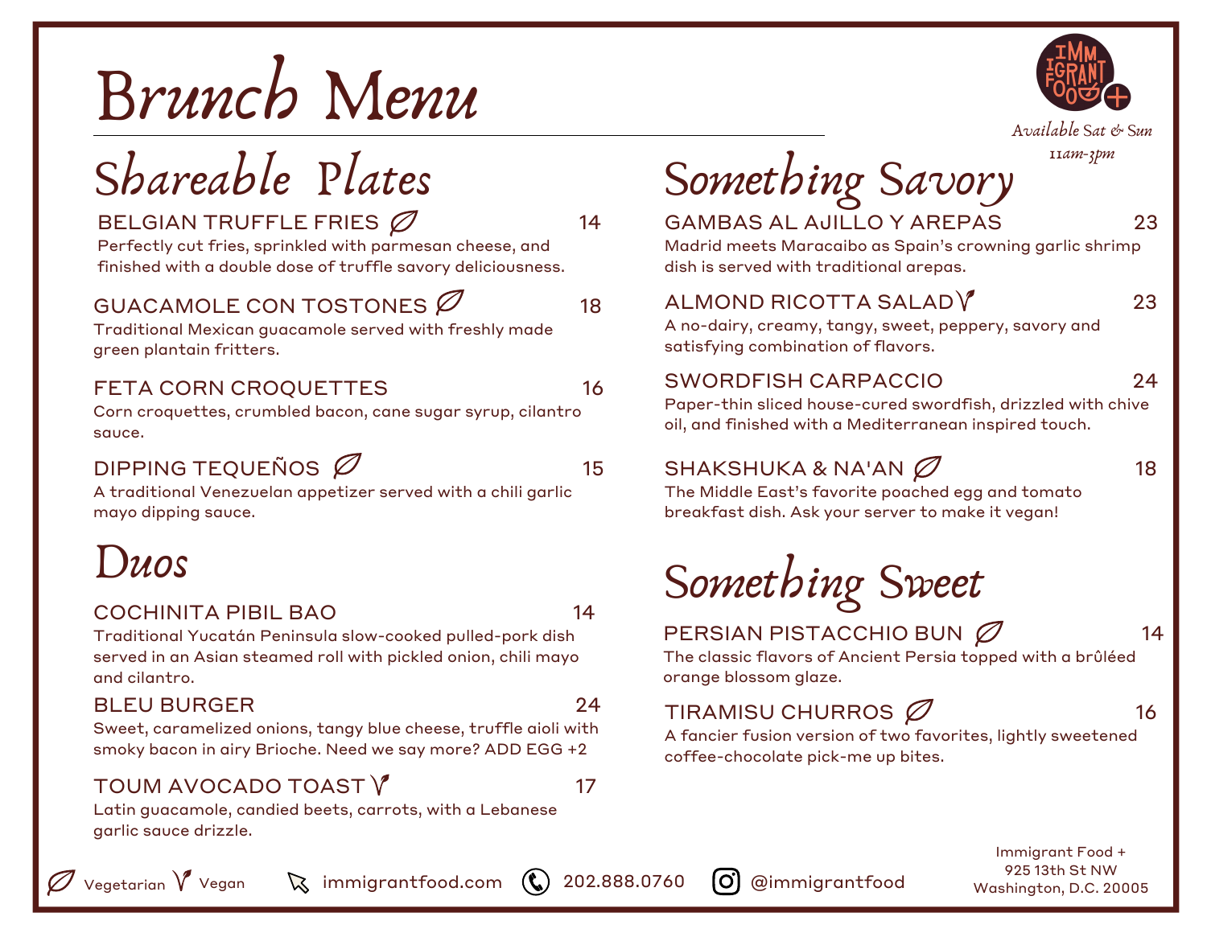# Brunch Menu

Available Sat & Sun
11am-3pm

## Shareable Plates

**BELGIAN TRUFFLE FRIES** (Vegetarian) — 14
Perfectly cut fries, sprinkled with parmesan cheese, and finished with a double dose of truffle savory deliciousness.

**GUACAMOLE CON TOSTONES** (Vegetarian) — 18
Traditional Mexican guacamole served with freshly made green plantain fritters.

**FETA CORN CROQUETTES** — 16
Corn croquettes, crumbled bacon, cane sugar syrup, cilantro sauce.

**DIPPING TEQUEÑOS** (Vegetarian) — 15
A traditional Venezuelan appetizer served with a chili garlic mayo dipping sauce.

## Duos

**COCHINITA PIBIL BAO** — 14
Traditional Yucatán Peninsula slow-cooked pulled-pork dish served in an Asian steamed roll with pickled onion, chili mayo and cilantro.

**BLEU BURGER** — 24
Sweet, caramelized onions, tangy blue cheese, truffle aioli with smoky bacon in airy Brioche. Need we say more? ADD EGG +2

**TOUM AVOCADO TOAST** (Vegan) — 17
Latin guacamole, candied beets, carrots, with a Lebanese garlic sauce drizzle.

## Something Savory

**GAMBAS AL AJILLO Y AREPAS** — 23
Madrid meets Maracaibo as Spain's crowning garlic shrimp dish is served with traditional arepas.

**ALMOND RICOTTA SALAD** (Vegan) — 23
A no-dairy, creamy, tangy, sweet, peppery, savory and satisfying combination of flavors.

**SWORDFISH CARPACCIO** — 24
Paper-thin sliced house-cured swordfish, drizzled with chive oil, and finished with a Mediterranean inspired touch.

**SHAKSHUKA & NA'AN** (Vegetarian) — 18
The Middle East's favorite poached egg and tomato breakfast dish. Ask your server to make it vegan!

## Something Sweet

**PERSIAN PISTACCHIO BUN** (Vegetarian) — 14
The classic flavors of Ancient Persia topped with a brûléed orange blossom glaze.

**TIRAMISU CHURROS** (Vegetarian) — 16
A fancier fusion version of two favorites, lightly sweetened coffee-chocolate pick-me up bites.

Vegetarian | Vegan

immigrantfood.com | 202.888.0760 | @immigrantfood

Immigrant Food +
925 13th St NW
Washington, D.C. 20005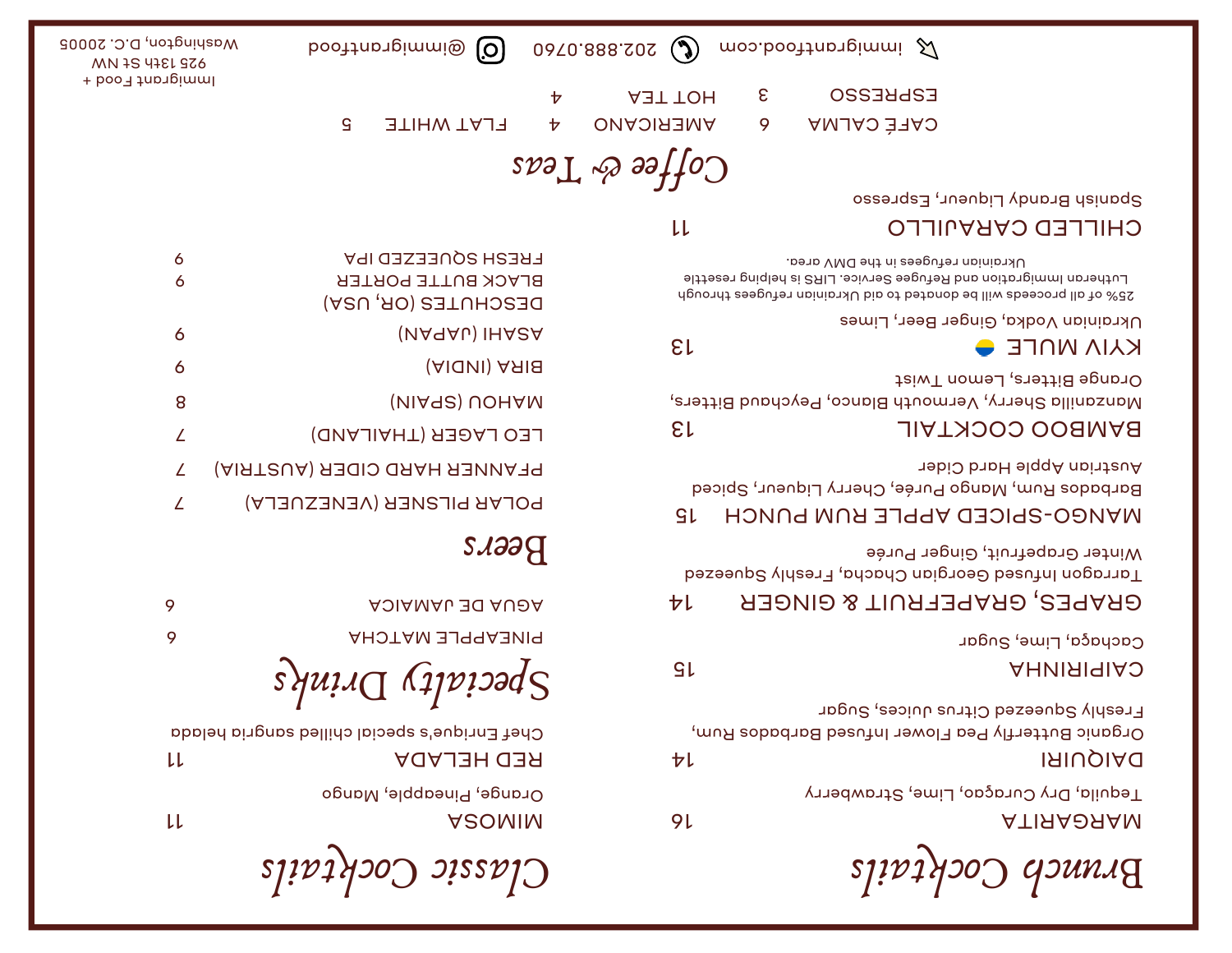## Brunch Cocktails

**MARGARITA** 16
Tequila, Dry Curaçao, Lime, Strawberry

**DAIQUIRI** 14
Organic Butterfly Pea Flower Infused Barbados Rum, Freshly Squeezed Citrus Juices, Sugar

**CAIPIRINHA** 15
Cachaça, Lime, Sugar

**GRAPES, GRAPEFRUIT & GINGER** 14
Tarragon Infused Georgian Chacha, Freshly Squeezed Winter Grapefruit, Ginger Purée

**MANGO-SPICED APPLE RUM PUNCH** 15
Barbados Rum, Mango Purée, Cherry Liqueur, Spiced Austrian Apple Hard Cider

**BAMBOO COCKTAIL** 13
Manzanilla Sherry, Vermouth Blanco, Peychaud Bitters, Orange Bitters, Lemon Twist

**KYIV MULE** 13
Ukrainian Vodka, Ginger Beer, Limes

25% of all proceeds will be donated to aid Ukrainian refugees through Lutheran Immigration and Refugee Service. LIRS is helping resettle Ukrainian refugees in the DMV area.

**CHILLED CARAJILLO** 11
Spanish Brandy Liqueur, Espresso

## Classic Cocktails

**MIMOSA** 11
Orange, Pineapple, Mango

**RED HELADA** 11
Chef Enrique's special chilled sangria helada

## Specialty Drinks

PINEAPPLE MATCHA 9
AGUA DE JAMAICA 9

## Beers

POLAR PILSNER (VENEZUELA) 7
PFANNER HARD CIDER (AUSTRIA) 7
LEO LAGER (THAILAND) 7
MAHOU (SPAIN) 8
BIRA (INDIA) 9
ASAHI (JAPAN) 9
DESCHUTES (OR, USA)
BLACK BUTTE PORTER 9
FRESH SQUEEZED IPA 9

## Coffee & Teas

CAFÉ CALMA 6
AMERICANO 4
FLAT WHITE 5
ESPRESSO 3
HOT TEA 4

immigrantfood.com
202.888.0760
@immigrantfood

Immigrant Food +
925 13th St NW
Washington, D.C. 20005